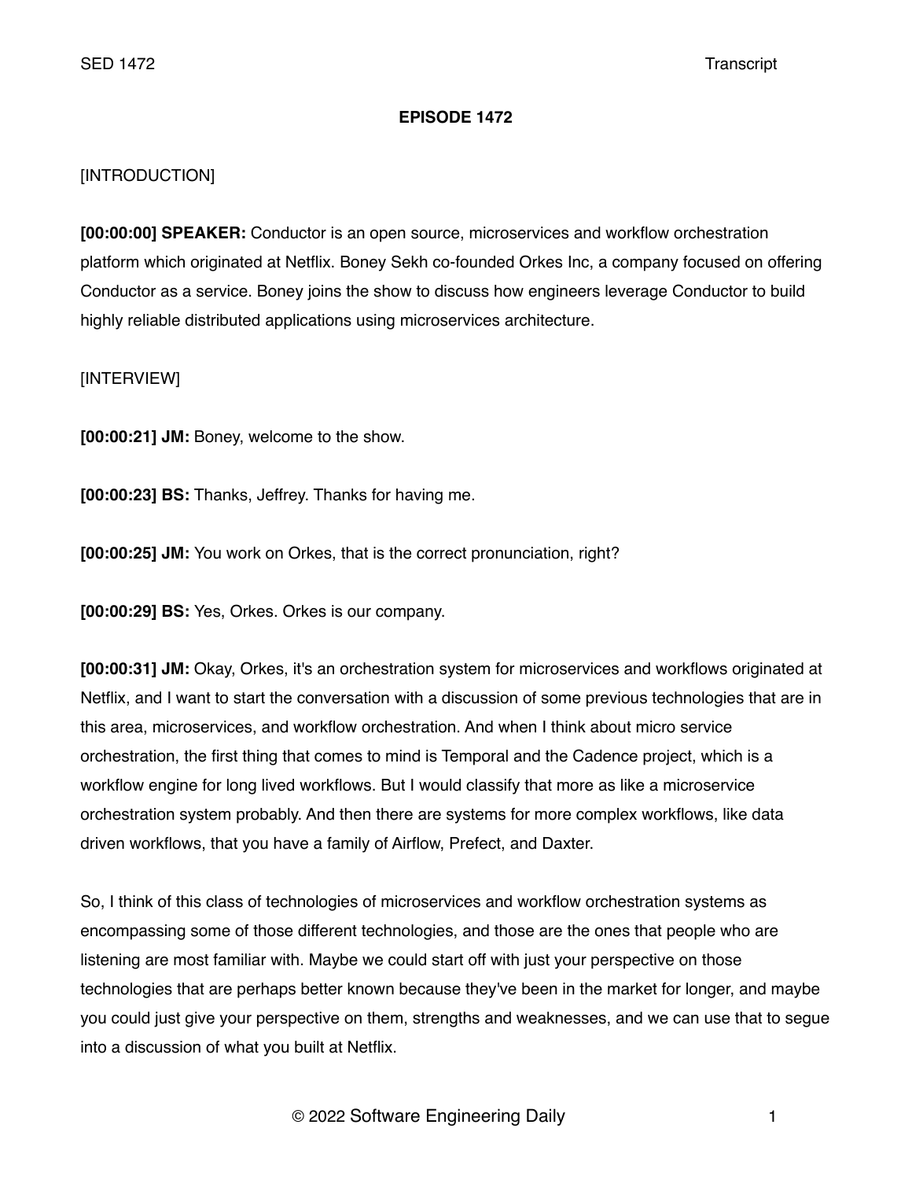# EPISODE 1472

[INTRODUCTION]

**[00:00:00] SPEAKER:** Conductor is an open source, microservices and workflow orchestration platform which originated at Netflix. Boney Sekh co-founded Orkes Inc, a company focused on offering Conductor as a service. Boney joins the show to discuss how engineers leverage Conductor to build highly reliable distributed applications using microservices architecture.

[INTERVIEW]

**[00:00:21] JM:** Boney, welcome to the show.

**[00:00:23] BS:** Thanks, Jeffrey. Thanks for having me.

**[00:00:25] JM:** You work on Orkes, that is the correct pronunciation, right?

**[00:00:29] BS:** Yes, Orkes. Orkes is our company.

**[00:00:31] JM:** Okay, Orkes, it's an orchestration system for microservices and workflows originated at Netflix, and I want to start the conversation with a discussion of some previous technologies that are in this area, microservices, and workflow orchestration. And when I think about micro service orchestration, the first thing that comes to mind is Temporal and the Cadence project, which is a workflow engine for long lived workflows. But I would classify that more as like a microservice orchestration system probably. And then there are systems for more complex workflows, like data driven workflows, that you have a family of Airflow, Prefect, and Daxter.

So, I think of this class of technologies of microservices and workflow orchestration systems as encompassing some of those different technologies, and those are the ones that people who are listening are most familiar with. Maybe we could start off with just your perspective on those technologies that are perhaps better known because they've been in the market for longer, and maybe you could just give your perspective on them, strengths and weaknesses, and we can use that to segue into a discussion of what you built at Netflix.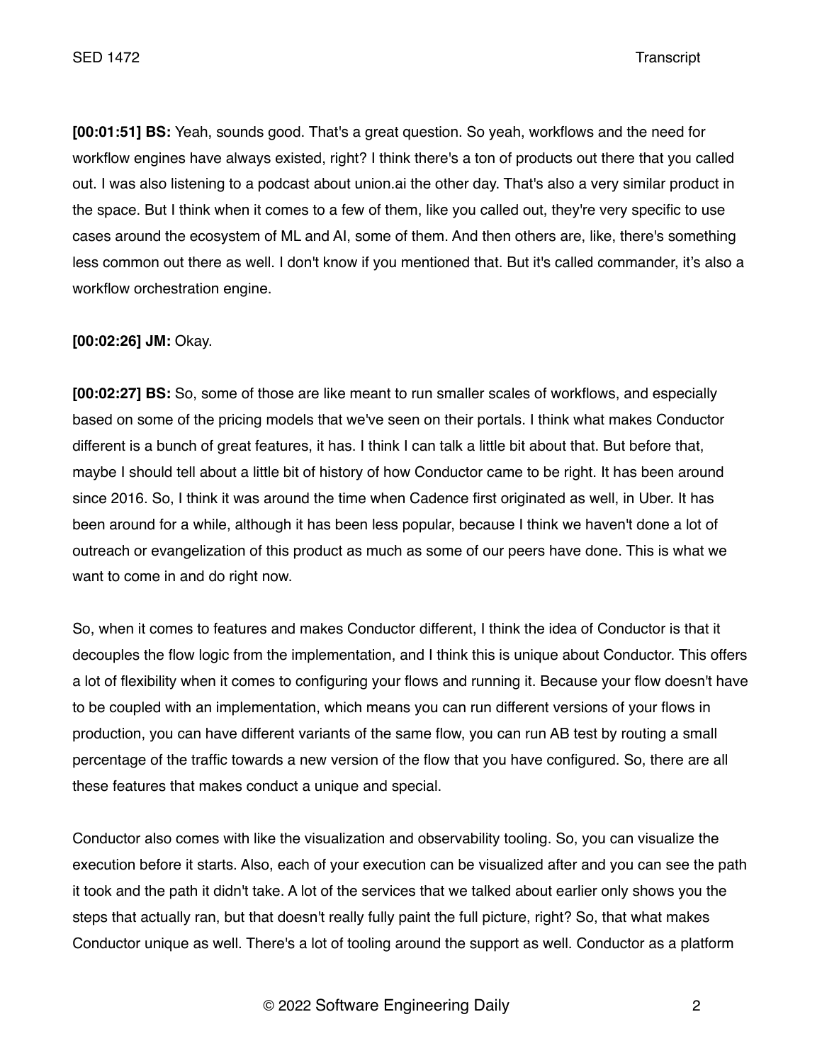**[00:01:51] BS:** Yeah, sounds good. That's a great question. So yeah, workflows and the need for workflow engines have always existed, right? I think there's a ton of products out there that you called out. I was also listening to a podcast about union.ai the other day. That's also a very similar product in the space. But I think when it comes to a few of them, like you called out, they're very specific to use cases around the ecosystem of ML and AI, some of them. And then others are, like, there's something less common out there as well. I don't know if you mentioned that. But it's called commander, it's also a workflow orchestration engine.

**[00:02:26] JM:** Okay.

**[00:02:27] BS:** So, some of those are like meant to run smaller scales of workflows, and especially based on some of the pricing models that we've seen on their portals. I think what makes Conductor different is a bunch of great features, it has. I think I can talk a little bit about that. But before that, maybe I should tell about a little bit of history of how Conductor came to be right. It has been around since 2016. So, I think it was around the time when Cadence first originated as well, in Uber. It has been around for a while, although it has been less popular, because I think we haven't done a lot of outreach or evangelization of this product as much as some of our peers have done. This is what we want to come in and do right now.

So, when it comes to features and makes Conductor different, I think the idea of Conductor is that it decouples the flow logic from the implementation, and I think this is unique about Conductor. This offers a lot of flexibility when it comes to configuring your flows and running it. Because your flow doesn't have to be coupled with an implementation, which means you can run different versions of your flows in production, you can have different variants of the same flow, you can run AB test by routing a small percentage of the traffic towards a new version of the flow that you have configured. So, there are all these features that makes conduct a unique and special.

Conductor also comes with like the visualization and observability tooling. So, you can visualize the execution before it starts. Also, each of your execution can be visualized after and you can see the path it took and the path it didn't take. A lot of the services that we talked about earlier only shows you the steps that actually ran, but that doesn't really fully paint the full picture, right? So, that what makes Conductor unique as well. There's a lot of tooling around the support as well. Conductor as a platform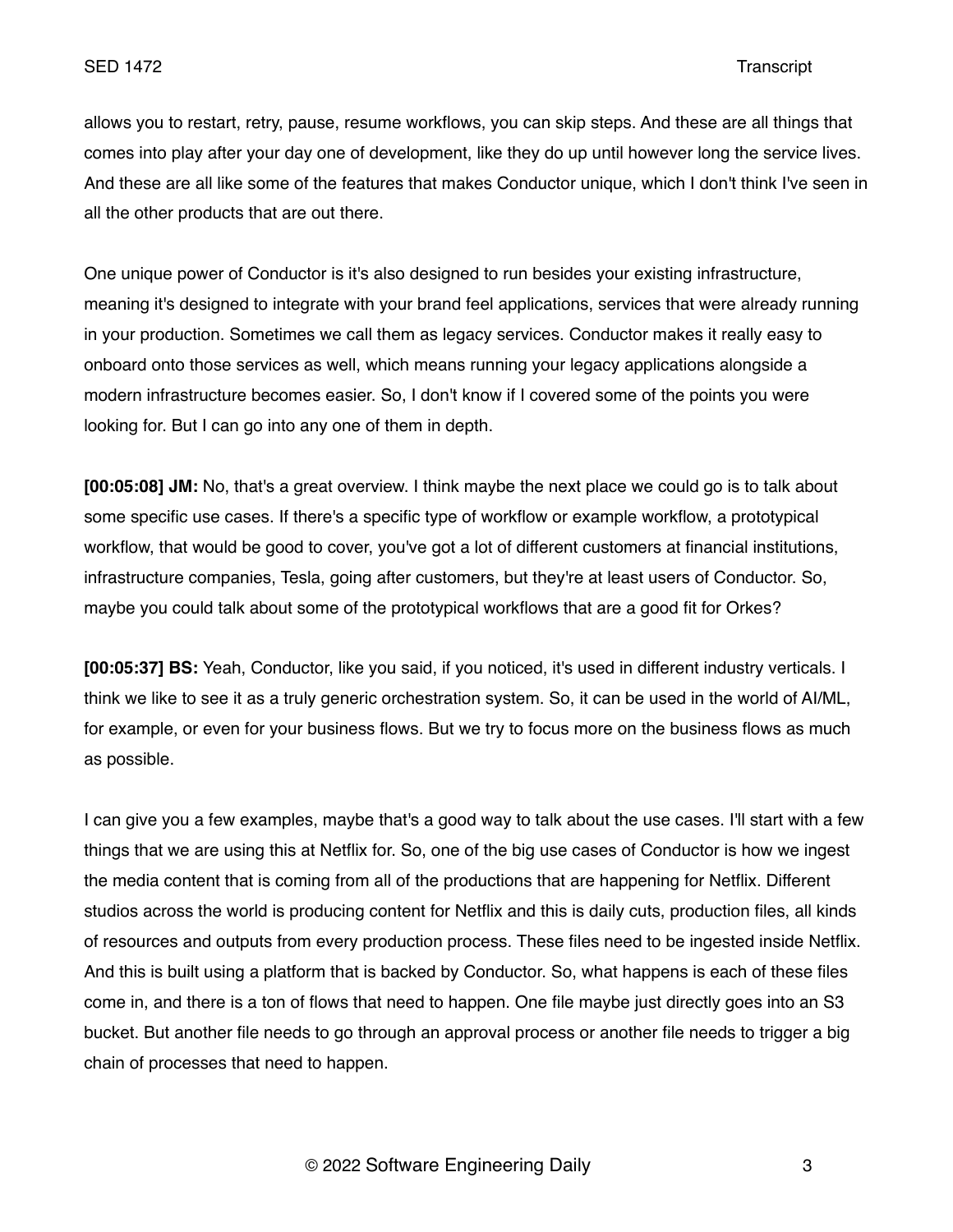allows you to restart, retry, pause, resume workflows, you can skip steps. And these are all things that comes into play after your day one of development, like they do up until however long the service lives. And these are all like some of the features that makes Conductor unique, which I don't think I've seen in all the other products that are out there.

One unique power of Conductor is it's also designed to run besides your existing infrastructure, meaning it's designed to integrate with your brand feel applications, services that were already running in your production. Sometimes we call them as legacy services. Conductor makes it really easy to onboard onto those services as well, which means running your legacy applications alongside a modern infrastructure becomes easier. So, I don't know if I covered some of the points you were looking for. But I can go into any one of them in depth.

**[00:05:08] JM:** No, that's a great overview. I think maybe the next place we could go is to talk about some specific use cases. If there's a specific type of workflow or example workflow, a prototypical workflow, that would be good to cover, you've got a lot of different customers at financial institutions, infrastructure companies, Tesla, going after customers, but they're at least users of Conductor. So, maybe you could talk about some of the prototypical workflows that are a good fit for Orkes?

**[00:05:37] BS:** Yeah, Conductor, like you said, if you noticed, it's used in different industry verticals. I think we like to see it as a truly generic orchestration system. So, it can be used in the world of AI/ML, for example, or even for your business flows. But we try to focus more on the business flows as much as possible.

I can give you a few examples, maybe that's a good way to talk about the use cases. I'll start with a few things that we are using this at Netflix for. So, one of the big use cases of Conductor is how we ingest the media content that is coming from all of the productions that are happening for Netflix. Different studios across the world is producing content for Netflix and this is daily cuts, production files, all kinds of resources and outputs from every production process. These files need to be ingested inside Netflix. And this is built using a platform that is backed by Conductor. So, what happens is each of these files come in, and there is a ton of flows that need to happen. One file maybe just directly goes into an S3 bucket. But another file needs to go through an approval process or another file needs to trigger a big chain of processes that need to happen.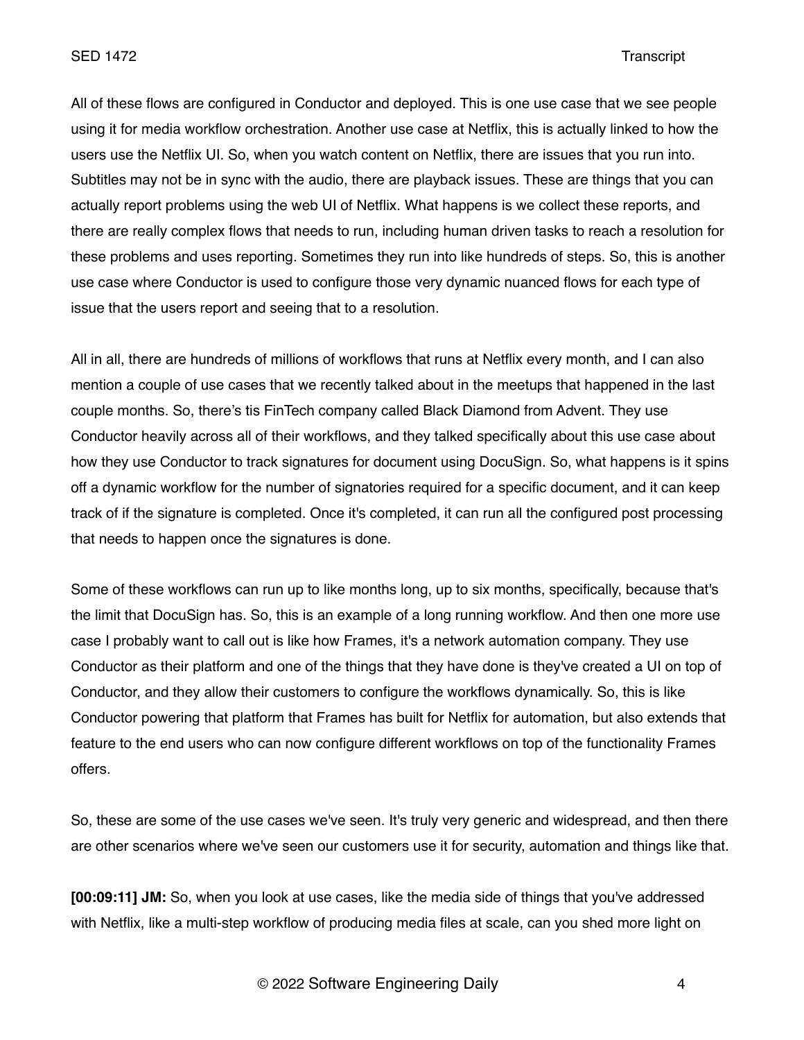All of these flows are configured in Conductor and deployed. This is one use case that we see people using it for media workflow orchestration. Another use case at Netflix, this is actually linked to how the users use the Netflix UI. So, when you watch content on Netflix, there are issues that you run into. Subtitles may not be in sync with the audio, there are playback issues. These are things that you can actually report problems using the web UI of Netflix. What happens is we collect these reports, and there are really complex flows that needs to run, including human driven tasks to reach a resolution for these problems and uses reporting. Sometimes they run into like hundreds of steps. So, this is another use case where Conductor is used to configure those very dynamic nuanced flows for each type of issue that the users report and seeing that to a resolution.

All in all, there are hundreds of millions of workflows that runs at Netflix every month, and I can also mention a couple of use cases that we recently talked about in the meetups that happened in the last couple months. So, there's tis FinTech company called Black Diamond from Advent. They use Conductor heavily across all of their workflows, and they talked specifically about this use case about how they use Conductor to track signatures for document using DocuSign. So, what happens is it spins off a dynamic workflow for the number of signatories required for a specific document, and it can keep track of if the signature is completed. Once it's completed, it can run all the configured post processing that needs to happen once the signatures is done.

Some of these workflows can run up to like months long, up to six months, specifically, because that's the limit that DocuSign has. So, this is an example of a long running workflow. And then one more use case I probably want to call out is like how Frames, it's a network automation company. They use Conductor as their platform and one of the things that they have done is they've created a UI on top of Conductor, and they allow their customers to configure the workflows dynamically. So, this is like Conductor powering that platform that Frames has built for Netflix for automation, but also extends that feature to the end users who can now configure different workflows on top of the functionality Frames offers.

So, these are some of the use cases we've seen. It's truly very generic and widespread, and then there are other scenarios where we've seen our customers use it for security, automation and things like that.

**[00:09:11] JM:** So, when you look at use cases, like the media side of things that you've addressed with Netflix, like a multi-step workflow of producing media files at scale, can you shed more light on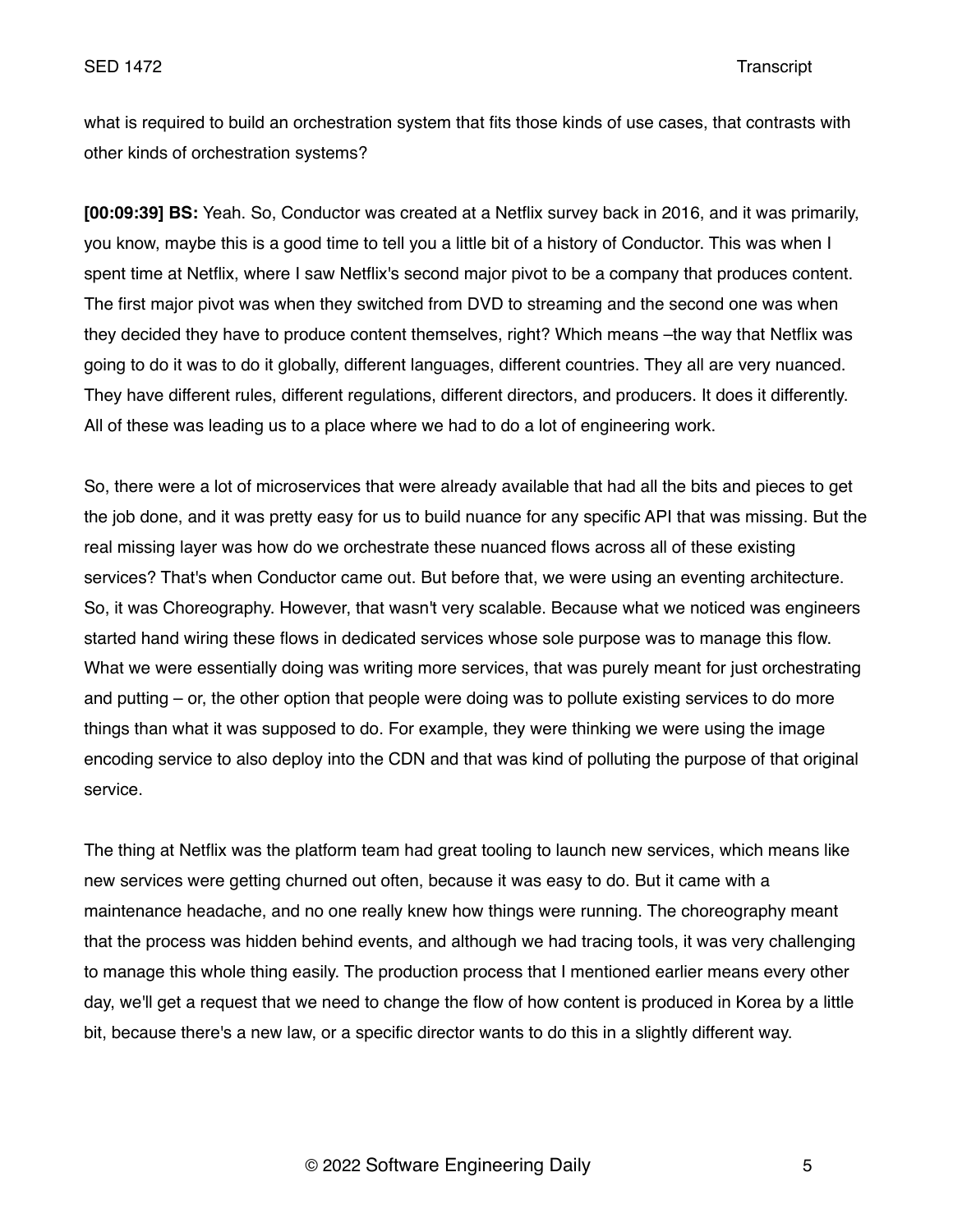what is required to build an orchestration system that fits those kinds of use cases, that contrasts with other kinds of orchestration systems?

**[00:09:39] BS:** Yeah. So, Conductor was created at a Netflix survey back in 2016, and it was primarily, you know, maybe this is a good time to tell you a little bit of a history of Conductor. This was when I spent time at Netflix, where I saw Netflix's second major pivot to be a company that produces content. The first major pivot was when they switched from DVD to streaming and the second one was when they decided they have to produce content themselves, right? Which means –the way that Netflix was going to do it was to do it globally, different languages, different countries. They all are very nuanced. They have different rules, different regulations, different directors, and producers. It does it differently. All of these was leading us to a place where we had to do a lot of engineering work.

So, there were a lot of microservices that were already available that had all the bits and pieces to get the job done, and it was pretty easy for us to build nuance for any specific API that was missing. But the real missing layer was how do we orchestrate these nuanced flows across all of these existing services? That's when Conductor came out. But before that, we were using an eventing architecture. So, it was Choreography. However, that wasn't very scalable. Because what we noticed was engineers started hand wiring these flows in dedicated services whose sole purpose was to manage this flow. What we were essentially doing was writing more services, that was purely meant for just orchestrating and putting – or, the other option that people were doing was to pollute existing services to do more things than what it was supposed to do. For example, they were thinking we were using the image encoding service to also deploy into the CDN and that was kind of polluting the purpose of that original service.

The thing at Netflix was the platform team had great tooling to launch new services, which means like new services were getting churned out often, because it was easy to do. But it came with a maintenance headache, and no one really knew how things were running. The choreography meant that the process was hidden behind events, and although we had tracing tools, it was very challenging to manage this whole thing easily. The production process that I mentioned earlier means every other day, we'll get a request that we need to change the flow of how content is produced in Korea by a little bit, because there's a new law, or a specific director wants to do this in a slightly different way.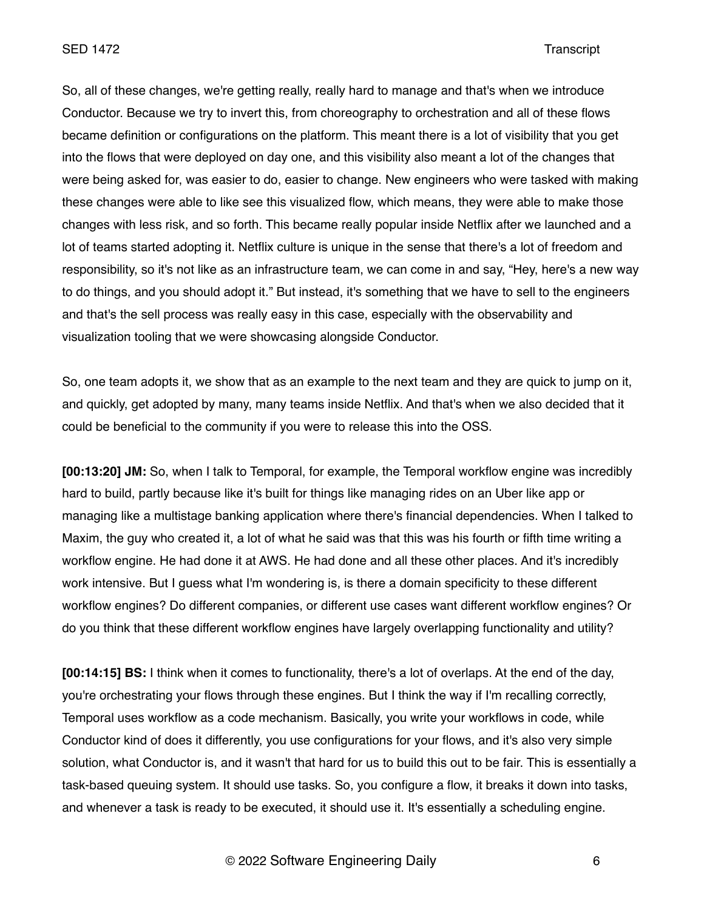So, all of these changes, we're getting really, really hard to manage and that's when we introduce Conductor. Because we try to invert this, from choreography to orchestration and all of these flows became definition or configurations on the platform. This meant there is a lot of visibility that you get into the flows that were deployed on day one, and this visibility also meant a lot of the changes that were being asked for, was easier to do, easier to change. New engineers who were tasked with making these changes were able to like see this visualized flow, which means, they were able to make those changes with less risk, and so forth. This became really popular inside Netflix after we launched and a lot of teams started adopting it. Netflix culture is unique in the sense that there's a lot of freedom and responsibility, so it's not like as an infrastructure team, we can come in and say, "Hey, here's a new way to do things, and you should adopt it." But instead, it's something that we have to sell to the engineers and that's the sell process was really easy in this case, especially with the observability and visualization tooling that we were showcasing alongside Conductor.

So, one team adopts it, we show that as an example to the next team and they are quick to jump on it, and quickly, get adopted by many, many teams inside Netflix. And that's when we also decided that it could be beneficial to the community if you were to release this into the OSS.

**[00:13:20] JM:** So, when I talk to Temporal, for example, the Temporal workflow engine was incredibly hard to build, partly because like it's built for things like managing rides on an Uber like app or managing like a multistage banking application where there's financial dependencies. When I talked to Maxim, the guy who created it, a lot of what he said was that this was his fourth or fifth time writing a workflow engine. He had done it at AWS. He had done and all these other places. And it's incredibly work intensive. But I guess what I'm wondering is, is there a domain specificity to these different workflow engines? Do different companies, or different use cases want different workflow engines? Or do you think that these different workflow engines have largely overlapping functionality and utility?

**[00:14:15] BS:** I think when it comes to functionality, there's a lot of overlaps. At the end of the day, you're orchestrating your flows through these engines. But I think the way if I'm recalling correctly, Temporal uses workflow as a code mechanism. Basically, you write your workflows in code, while Conductor kind of does it differently, you use configurations for your flows, and it's also very simple solution, what Conductor is, and it wasn't that hard for us to build this out to be fair. This is essentially a task-based queuing system. It should use tasks. So, you configure a flow, it breaks it down into tasks, and whenever a task is ready to be executed, it should use it. It's essentially a scheduling engine.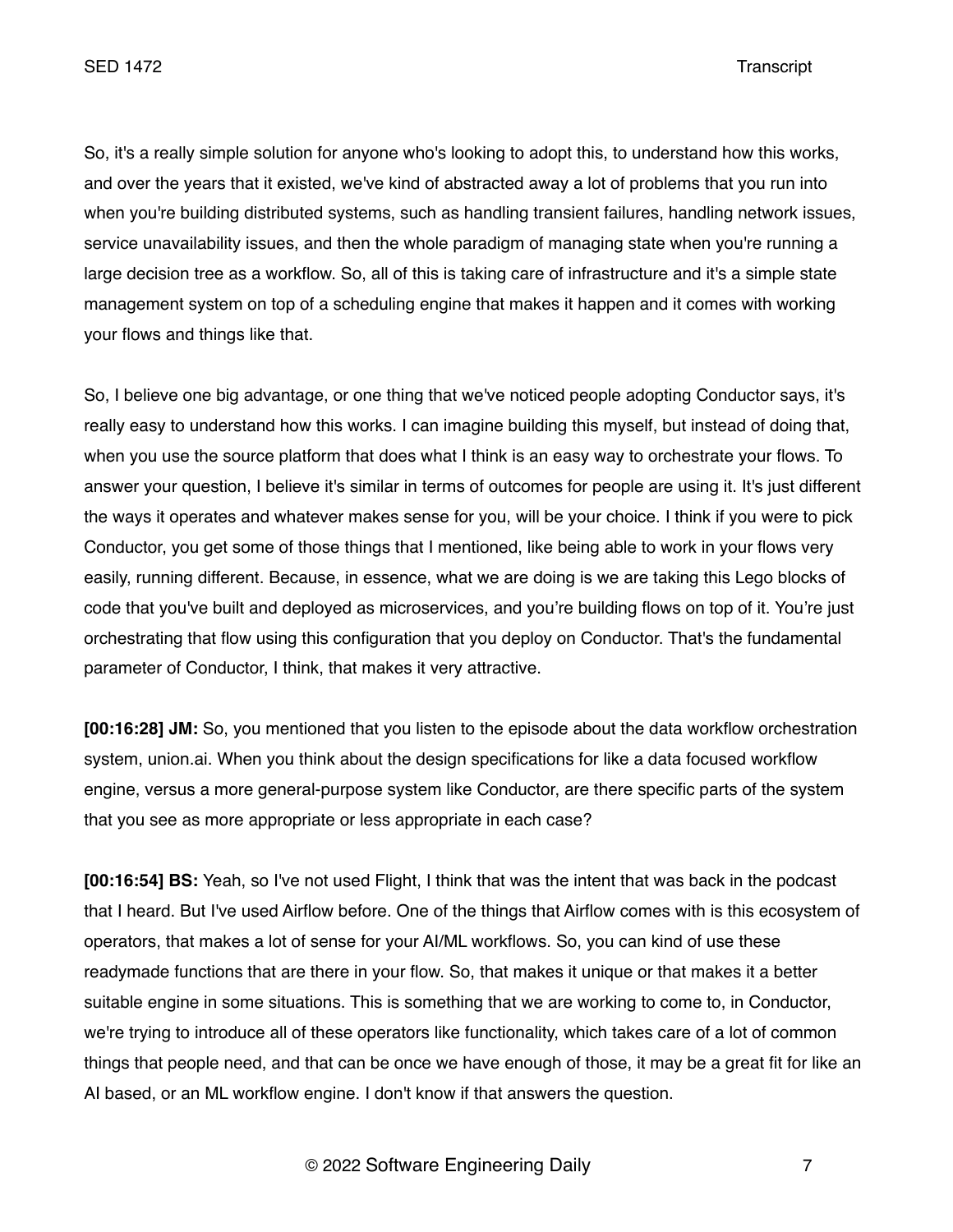So, it's a really simple solution for anyone who's looking to adopt this, to understand how this works, and over the years that it existed, we've kind of abstracted away a lot of problems that you run into when you're building distributed systems, such as handling transient failures, handling network issues, service unavailability issues, and then the whole paradigm of managing state when you're running a large decision tree as a workflow. So, all of this is taking care of infrastructure and it's a simple state management system on top of a scheduling engine that makes it happen and it comes with working your flows and things like that.

So, I believe one big advantage, or one thing that we've noticed people adopting Conductor says, it's really easy to understand how this works. I can imagine building this myself, but instead of doing that, when you use the source platform that does what I think is an easy way to orchestrate your flows. To answer your question, I believe it's similar in terms of outcomes for people are using it. It's just different the ways it operates and whatever makes sense for you, will be your choice. I think if you were to pick Conductor, you get some of those things that I mentioned, like being able to work in your flows very easily, running different. Because, in essence, what we are doing is we are taking this Lego blocks of code that you've built and deployed as microservices, and you're building flows on top of it. You're just orchestrating that flow using this configuration that you deploy on Conductor. That's the fundamental parameter of Conductor, I think, that makes it very attractive.

**[00:16:28] JM:** So, you mentioned that you listen to the episode about the data workflow orchestration system, union.ai. When you think about the design specifications for like a data focused workflow engine, versus a more general-purpose system like Conductor, are there specific parts of the system that you see as more appropriate or less appropriate in each case?

**[00:16:54] BS:** Yeah, so I've not used Flight, I think that was the intent that was back in the podcast that I heard. But I've used Airflow before. One of the things that Airflow comes with is this ecosystem of operators, that makes a lot of sense for your AI/ML workflows. So, you can kind of use these readymade functions that are there in your flow. So, that makes it unique or that makes it a better suitable engine in some situations. This is something that we are working to come to, in Conductor, we're trying to introduce all of these operators like functionality, which takes care of a lot of common things that people need, and that can be once we have enough of those, it may be a great fit for like an AI based, or an ML workflow engine. I don't know if that answers the question.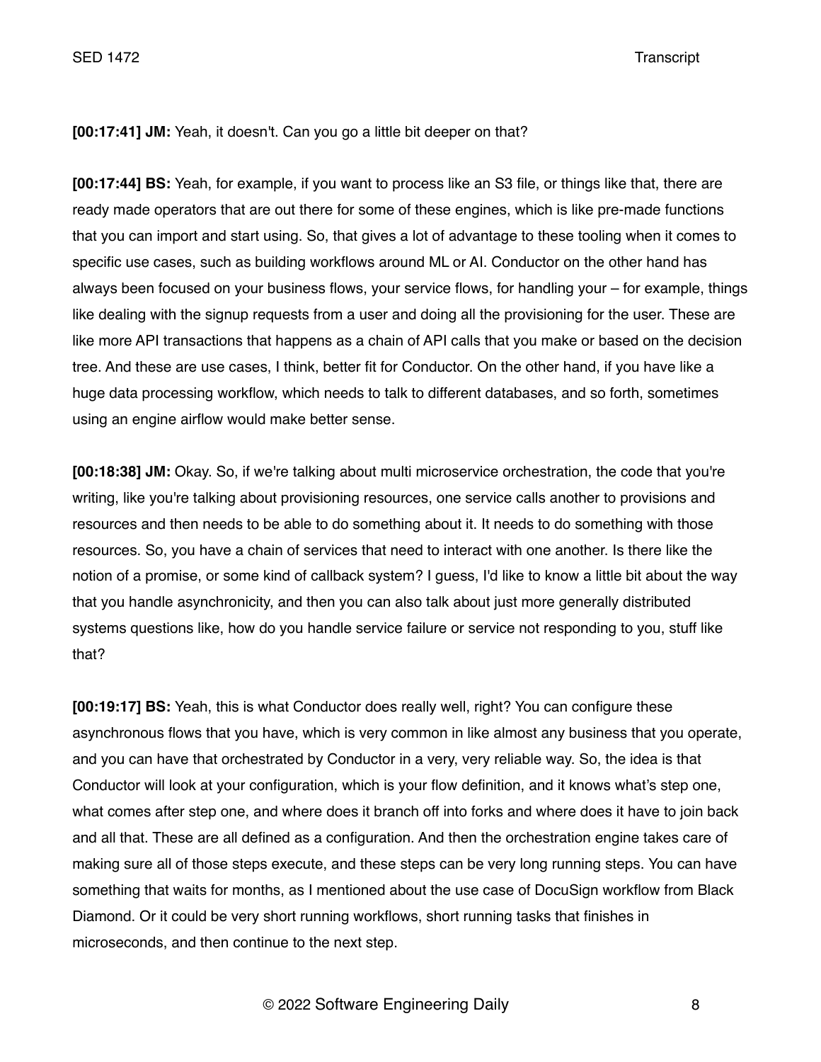**[00:17:41] JM:** Yeah, it doesn't. Can you go a little bit deeper on that?

**[00:17:44] BS:** Yeah, for example, if you want to process like an S3 file, or things like that, there are ready made operators that are out there for some of these engines, which is like pre-made functions that you can import and start using. So, that gives a lot of advantage to these tooling when it comes to specific use cases, such as building workflows around ML or AI. Conductor on the other hand has always been focused on your business flows, your service flows, for handling your – for example, things like dealing with the signup requests from a user and doing all the provisioning for the user. These are like more API transactions that happens as a chain of API calls that you make or based on the decision tree. And these are use cases, I think, better fit for Conductor. On the other hand, if you have like a huge data processing workflow, which needs to talk to different databases, and so forth, sometimes using an engine airflow would make better sense.

**[00:18:38] JM:** Okay. So, if we're talking about multi microservice orchestration, the code that you're writing, like you're talking about provisioning resources, one service calls another to provisions and resources and then needs to be able to do something about it. It needs to do something with those resources. So, you have a chain of services that need to interact with one another. Is there like the notion of a promise, or some kind of callback system? I guess, I'd like to know a little bit about the way that you handle asynchronicity, and then you can also talk about just more generally distributed systems questions like, how do you handle service failure or service not responding to you, stuff like that?

**[00:19:17] BS:** Yeah, this is what Conductor does really well, right? You can configure these asynchronous flows that you have, which is very common in like almost any business that you operate, and you can have that orchestrated by Conductor in a very, very reliable way. So, the idea is that Conductor will look at your configuration, which is your flow definition, and it knows what's step one, what comes after step one, and where does it branch off into forks and where does it have to join back and all that. These are all defined as a configuration. And then the orchestration engine takes care of making sure all of those steps execute, and these steps can be very long running steps. You can have something that waits for months, as I mentioned about the use case of DocuSign workflow from Black Diamond. Or it could be very short running workflows, short running tasks that finishes in microseconds, and then continue to the next step.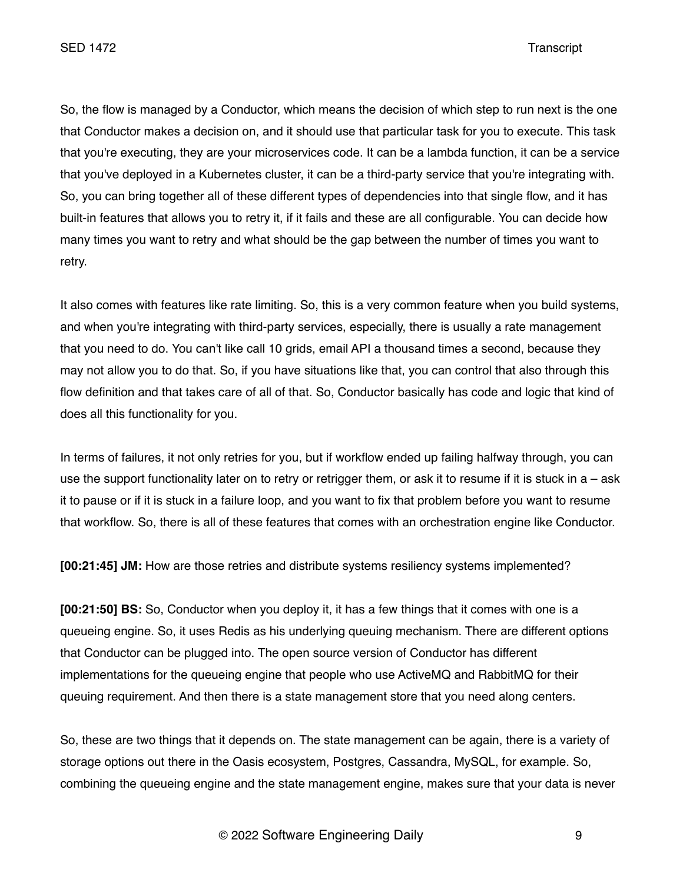So, the flow is managed by a Conductor, which means the decision of which step to run next is the one that Conductor makes a decision on, and it should use that particular task for you to execute. This task that you're executing, they are your microservices code. It can be a lambda function, it can be a service that you've deployed in a Kubernetes cluster, it can be a third-party service that you're integrating with. So, you can bring together all of these different types of dependencies into that single flow, and it has built-in features that allows you to retry it, if it fails and these are all configurable. You can decide how many times you want to retry and what should be the gap between the number of times you want to retry.

It also comes with features like rate limiting. So, this is a very common feature when you build systems, and when you're integrating with third-party services, especially, there is usually a rate management that you need to do. You can't like call 10 grids, email API a thousand times a second, because they may not allow you to do that. So, if you have situations like that, you can control that also through this flow definition and that takes care of all of that. So, Conductor basically has code and logic that kind of does all this functionality for you.

In terms of failures, it not only retries for you, but if workflow ended up failing halfway through, you can use the support functionality later on to retry or retrigger them, or ask it to resume if it is stuck in a – ask it to pause or if it is stuck in a failure loop, and you want to fix that problem before you want to resume that workflow. So, there is all of these features that comes with an orchestration engine like Conductor.

**[00:21:45] JM:** How are those retries and distribute systems resiliency systems implemented?

**[00:21:50] BS:** So, Conductor when you deploy it, it has a few things that it comes with one is a queueing engine. So, it uses Redis as his underlying queuing mechanism. There are different options that Conductor can be plugged into. The open source version of Conductor has different implementations for the queueing engine that people who use ActiveMQ and RabbitMQ for their queuing requirement. And then there is a state management store that you need along centers.

So, these are two things that it depends on. The state management can be again, there is a variety of storage options out there in the Oasis ecosystem, Postgres, Cassandra, MySQL, for example. So, combining the queueing engine and the state management engine, makes sure that your data is never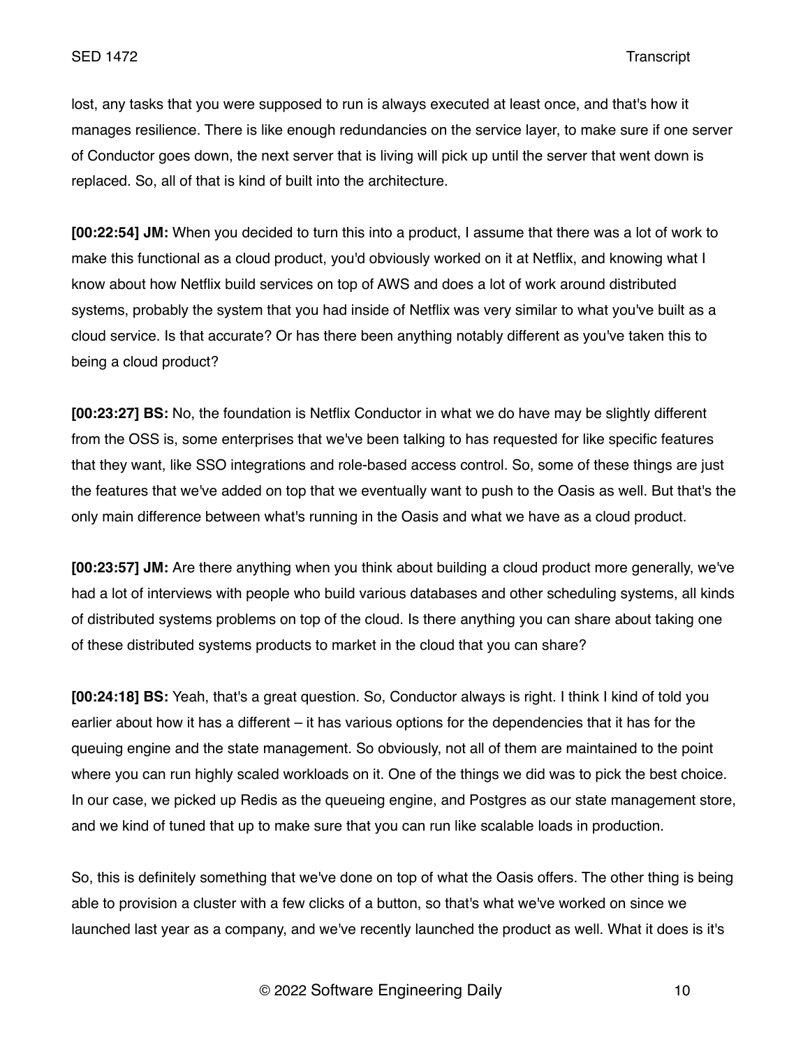lost, any tasks that you were supposed to run is always executed at least once, and that's how it manages resilience. There is like enough redundancies on the service layer, to make sure if one server of Conductor goes down, the next server that is living will pick up until the server that went down is replaced. So, all of that is kind of built into the architecture.

**[00:22:54] JM:** When you decided to turn this into a product, I assume that there was a lot of work to make this functional as a cloud product, you'd obviously worked on it at Netflix, and knowing what I know about how Netflix build services on top of AWS and does a lot of work around distributed systems, probably the system that you had inside of Netflix was very similar to what you've built as a cloud service. Is that accurate? Or has there been anything notably different as you've taken this to being a cloud product?

**[00:23:27] BS:** No, the foundation is Netflix Conductor in what we do have may be slightly different from the OSS is, some enterprises that we've been talking to has requested for like specific features that they want, like SSO integrations and role-based access control. So, some of these things are just the features that we've added on top that we eventually want to push to the Oasis as well. But that's the only main difference between what's running in the Oasis and what we have as a cloud product.

**[00:23:57] JM:** Are there anything when you think about building a cloud product more generally, we've had a lot of interviews with people who build various databases and other scheduling systems, all kinds of distributed systems problems on top of the cloud. Is there anything you can share about taking one of these distributed systems products to market in the cloud that you can share?

**[00:24:18] BS:** Yeah, that's a great question. So, Conductor always is right. I think I kind of told you earlier about how it has a different – it has various options for the dependencies that it has for the queuing engine and the state management. So obviously, not all of them are maintained to the point where you can run highly scaled workloads on it. One of the things we did was to pick the best choice. In our case, we picked up Redis as the queueing engine, and Postgres as our state management store, and we kind of tuned that up to make sure that you can run like scalable loads in production.

So, this is definitely something that we've done on top of what the Oasis offers. The other thing is being able to provision a cluster with a few clicks of a button, so that's what we've worked on since we launched last year as a company, and we've recently launched the product as well. What it does is it's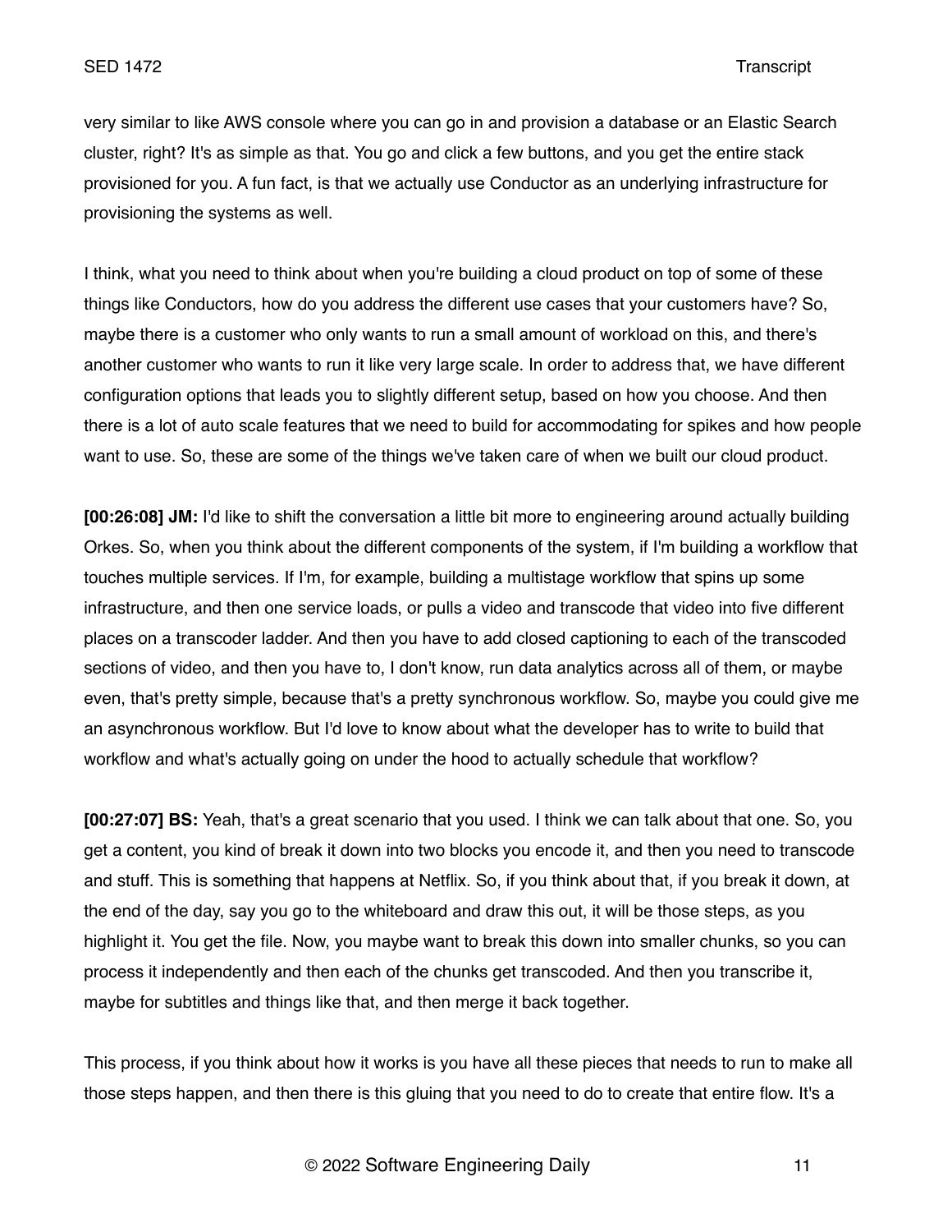very similar to like AWS console where you can go in and provision a database or an Elastic Search cluster, right? It's as simple as that. You go and click a few buttons, and you get the entire stack provisioned for you. A fun fact, is that we actually use Conductor as an underlying infrastructure for provisioning the systems as well.

I think, what you need to think about when you're building a cloud product on top of some of these things like Conductors, how do you address the different use cases that your customers have? So, maybe there is a customer who only wants to run a small amount of workload on this, and there's another customer who wants to run it like very large scale. In order to address that, we have different configuration options that leads you to slightly different setup, based on how you choose. And then there is a lot of auto scale features that we need to build for accommodating for spikes and how people want to use. So, these are some of the things we've taken care of when we built our cloud product.

**[00:26:08] JM:** I'd like to shift the conversation a little bit more to engineering around actually building Orkes. So, when you think about the different components of the system, if I'm building a workflow that touches multiple services. If I'm, for example, building a multistage workflow that spins up some infrastructure, and then one service loads, or pulls a video and transcode that video into five different places on a transcoder ladder. And then you have to add closed captioning to each of the transcoded sections of video, and then you have to, I don't know, run data analytics across all of them, or maybe even, that's pretty simple, because that's a pretty synchronous workflow. So, maybe you could give me an asynchronous workflow. But I'd love to know about what the developer has to write to build that workflow and what's actually going on under the hood to actually schedule that workflow?

**[00:27:07] BS:** Yeah, that's a great scenario that you used. I think we can talk about that one. So, you get a content, you kind of break it down into two blocks you encode it, and then you need to transcode and stuff. This is something that happens at Netflix. So, if you think about that, if you break it down, at the end of the day, say you go to the whiteboard and draw this out, it will be those steps, as you highlight it. You get the file. Now, you maybe want to break this down into smaller chunks, so you can process it independently and then each of the chunks get transcoded. And then you transcribe it, maybe for subtitles and things like that, and then merge it back together.

This process, if you think about how it works is you have all these pieces that needs to run to make all those steps happen, and then there is this gluing that you need to do to create that entire flow. It's a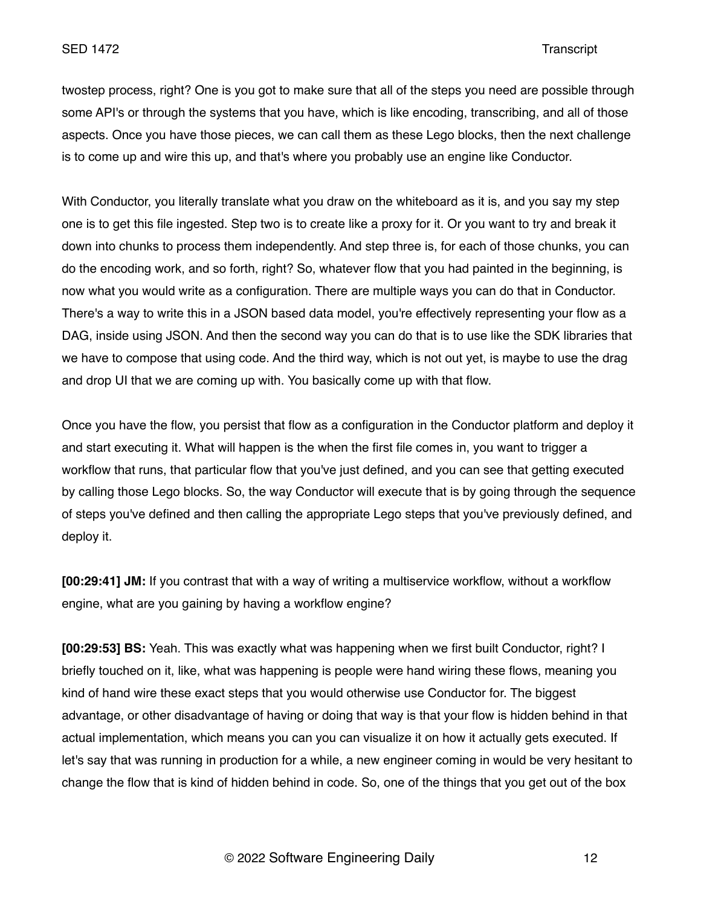twostep process, right? One is you got to make sure that all of the steps you need are possible through some API's or through the systems that you have, which is like encoding, transcribing, and all of those aspects. Once you have those pieces, we can call them as these Lego blocks, then the next challenge is to come up and wire this up, and that's where you probably use an engine like Conductor.

With Conductor, you literally translate what you draw on the whiteboard as it is, and you say my step one is to get this file ingested. Step two is to create like a proxy for it. Or you want to try and break it down into chunks to process them independently. And step three is, for each of those chunks, you can do the encoding work, and so forth, right? So, whatever flow that you had painted in the beginning, is now what you would write as a configuration. There are multiple ways you can do that in Conductor. There's a way to write this in a JSON based data model, you're effectively representing your flow as a DAG, inside using JSON. And then the second way you can do that is to use like the SDK libraries that we have to compose that using code. And the third way, which is not out yet, is maybe to use the drag and drop UI that we are coming up with. You basically come up with that flow.

Once you have the flow, you persist that flow as a configuration in the Conductor platform and deploy it and start executing it. What will happen is the when the first file comes in, you want to trigger a workflow that runs, that particular flow that you've just defined, and you can see that getting executed by calling those Lego blocks. So, the way Conductor will execute that is by going through the sequence of steps you've defined and then calling the appropriate Lego steps that you've previously defined, and deploy it.

**[00:29:41] JM:** If you contrast that with a way of writing a multiservice workflow, without a workflow engine, what are you gaining by having a workflow engine?

**[00:29:53] BS:** Yeah. This was exactly what was happening when we first built Conductor, right? I briefly touched on it, like, what was happening is people were hand wiring these flows, meaning you kind of hand wire these exact steps that you would otherwise use Conductor for. The biggest advantage, or other disadvantage of having or doing that way is that your flow is hidden behind in that actual implementation, which means you can you can visualize it on how it actually gets executed. If let's say that was running in production for a while, a new engineer coming in would be very hesitant to change the flow that is kind of hidden behind in code. So, one of the things that you get out of the box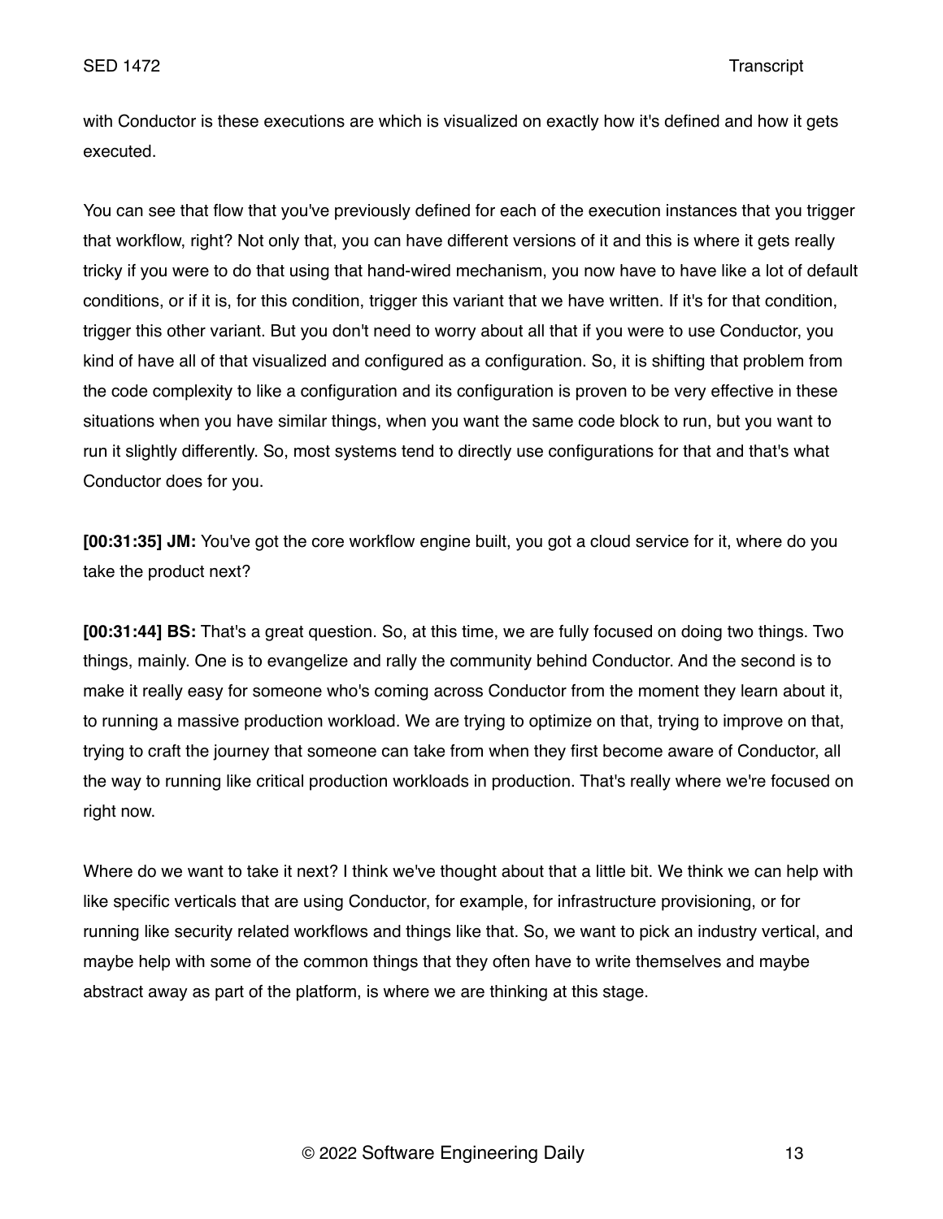with Conductor is these executions are which is visualized on exactly how it's defined and how it gets executed.

You can see that flow that you've previously defined for each of the execution instances that you trigger that workflow, right? Not only that, you can have different versions of it and this is where it gets really tricky if you were to do that using that hand-wired mechanism, you now have to have like a lot of default conditions, or if it is, for this condition, trigger this variant that we have written. If it's for that condition, trigger this other variant. But you don't need to worry about all that if you were to use Conductor, you kind of have all of that visualized and configured as a configuration. So, it is shifting that problem from the code complexity to like a configuration and its configuration is proven to be very effective in these situations when you have similar things, when you want the same code block to run, but you want to run it slightly differently. So, most systems tend to directly use configurations for that and that's what Conductor does for you.

**[00:31:35] JM:** You've got the core workflow engine built, you got a cloud service for it, where do you take the product next?

**[00:31:44] BS:** That's a great question. So, at this time, we are fully focused on doing two things. Two things, mainly. One is to evangelize and rally the community behind Conductor. And the second is to make it really easy for someone who's coming across Conductor from the moment they learn about it, to running a massive production workload. We are trying to optimize on that, trying to improve on that, trying to craft the journey that someone can take from when they first become aware of Conductor, all the way to running like critical production workloads in production. That's really where we're focused on right now.

Where do we want to take it next? I think we've thought about that a little bit. We think we can help with like specific verticals that are using Conductor, for example, for infrastructure provisioning, or for running like security related workflows and things like that. So, we want to pick an industry vertical, and maybe help with some of the common things that they often have to write themselves and maybe abstract away as part of the platform, is where we are thinking at this stage.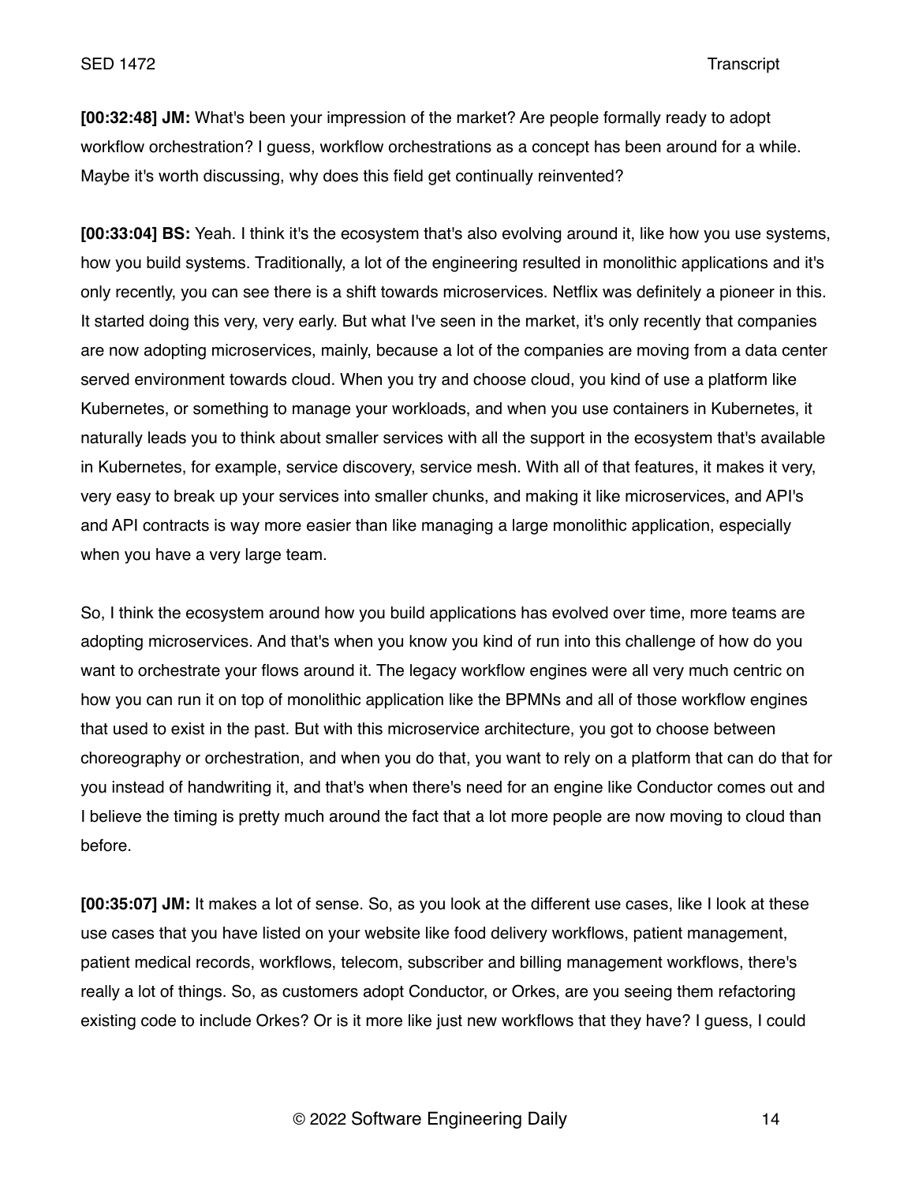**[00:32:48] JM:** What's been your impression of the market? Are people formally ready to adopt workflow orchestration? I guess, workflow orchestrations as a concept has been around for a while. Maybe it's worth discussing, why does this field get continually reinvented?

**[00:33:04] BS:** Yeah. I think it's the ecosystem that's also evolving around it, like how you use systems, how you build systems. Traditionally, a lot of the engineering resulted in monolithic applications and it's only recently, you can see there is a shift towards microservices. Netflix was definitely a pioneer in this. It started doing this very, very early. But what I've seen in the market, it's only recently that companies are now adopting microservices, mainly, because a lot of the companies are moving from a data center served environment towards cloud. When you try and choose cloud, you kind of use a platform like Kubernetes, or something to manage your workloads, and when you use containers in Kubernetes, it naturally leads you to think about smaller services with all the support in the ecosystem that's available in Kubernetes, for example, service discovery, service mesh. With all of that features, it makes it very, very easy to break up your services into smaller chunks, and making it like microservices, and API's and API contracts is way more easier than like managing a large monolithic application, especially when you have a very large team.

So, I think the ecosystem around how you build applications has evolved over time, more teams are adopting microservices. And that's when you know you kind of run into this challenge of how do you want to orchestrate your flows around it. The legacy workflow engines were all very much centric on how you can run it on top of monolithic application like the BPMNs and all of those workflow engines that used to exist in the past. But with this microservice architecture, you got to choose between choreography or orchestration, and when you do that, you want to rely on a platform that can do that for you instead of handwriting it, and that's when there's need for an engine like Conductor comes out and I believe the timing is pretty much around the fact that a lot more people are now moving to cloud than before.

**[00:35:07] JM:** It makes a lot of sense. So, as you look at the different use cases, like I look at these use cases that you have listed on your website like food delivery workflows, patient management, patient medical records, workflows, telecom, subscriber and billing management workflows, there's really a lot of things. So, as customers adopt Conductor, or Orkes, are you seeing them refactoring existing code to include Orkes? Or is it more like just new workflows that they have? I guess, I could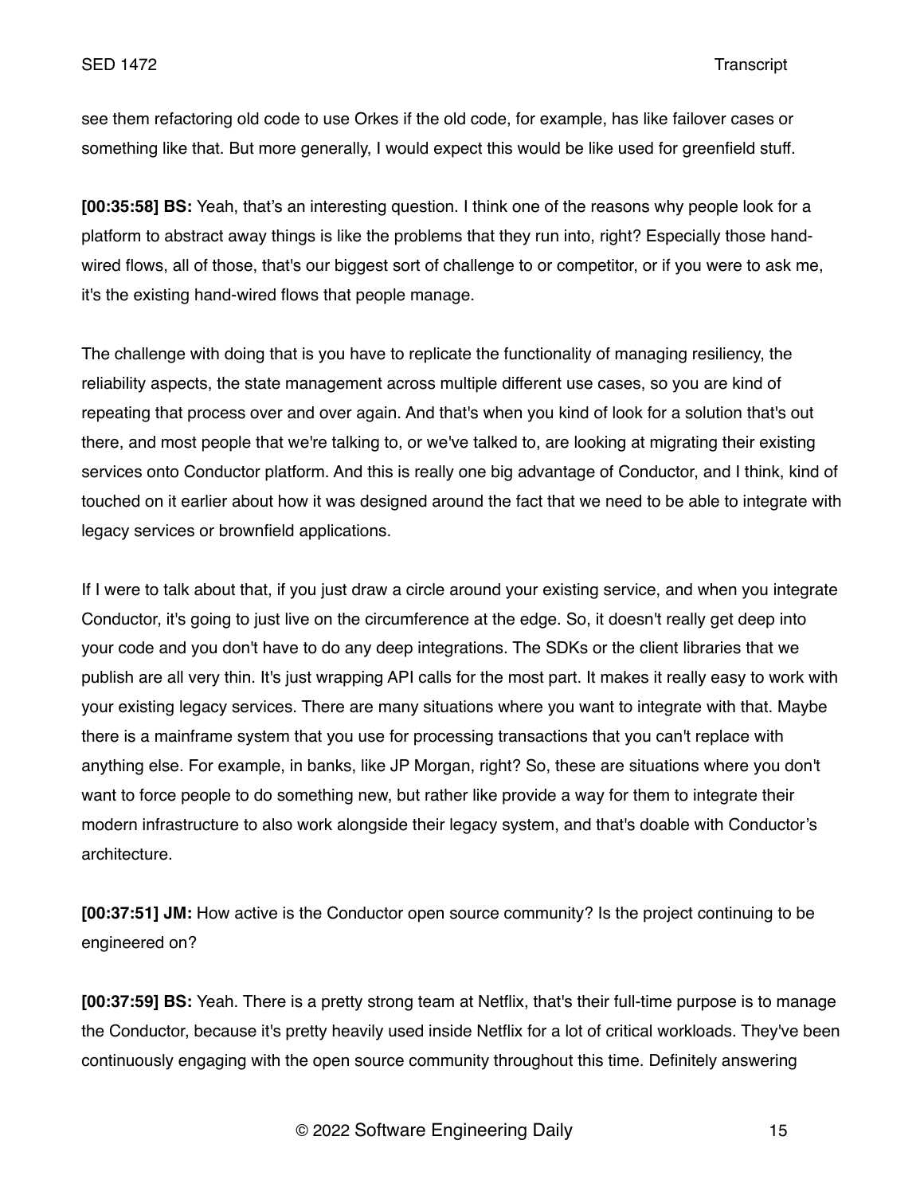see them refactoring old code to use Orkes if the old code, for example, has like failover cases or something like that. But more generally, I would expect this would be like used for greenfield stuff.

**[00:35:58] BS:** Yeah, that's an interesting question. I think one of the reasons why people look for a platform to abstract away things is like the problems that they run into, right? Especially those hand-wired flows, all of those, that's our biggest sort of challenge to or competitor, or if you were to ask me, it's the existing hand-wired flows that people manage.

The challenge with doing that is you have to replicate the functionality of managing resiliency, the reliability aspects, the state management across multiple different use cases, so you are kind of repeating that process over and over again. And that's when you kind of look for a solution that's out there, and most people that we're talking to, or we've talked to, are looking at migrating their existing services onto Conductor platform. And this is really one big advantage of Conductor, and I think, kind of touched on it earlier about how it was designed around the fact that we need to be able to integrate with legacy services or brownfield applications.

If I were to talk about that, if you just draw a circle around your existing service, and when you integrate Conductor, it's going to just live on the circumference at the edge. So, it doesn't really get deep into your code and you don't have to do any deep integrations. The SDKs or the client libraries that we publish are all very thin. It's just wrapping API calls for the most part. It makes it really easy to work with your existing legacy services. There are many situations where you want to integrate with that. Maybe there is a mainframe system that you use for processing transactions that you can't replace with anything else. For example, in banks, like JP Morgan, right? So, these are situations where you don't want to force people to do something new, but rather like provide a way for them to integrate their modern infrastructure to also work alongside their legacy system, and that's doable with Conductor's architecture.

**[00:37:51] JM:** How active is the Conductor open source community? Is the project continuing to be engineered on?

**[00:37:59] BS:** Yeah. There is a pretty strong team at Netflix, that's their full-time purpose is to manage the Conductor, because it's pretty heavily used inside Netflix for a lot of critical workloads. They've been continuously engaging with the open source community throughout this time. Definitely answering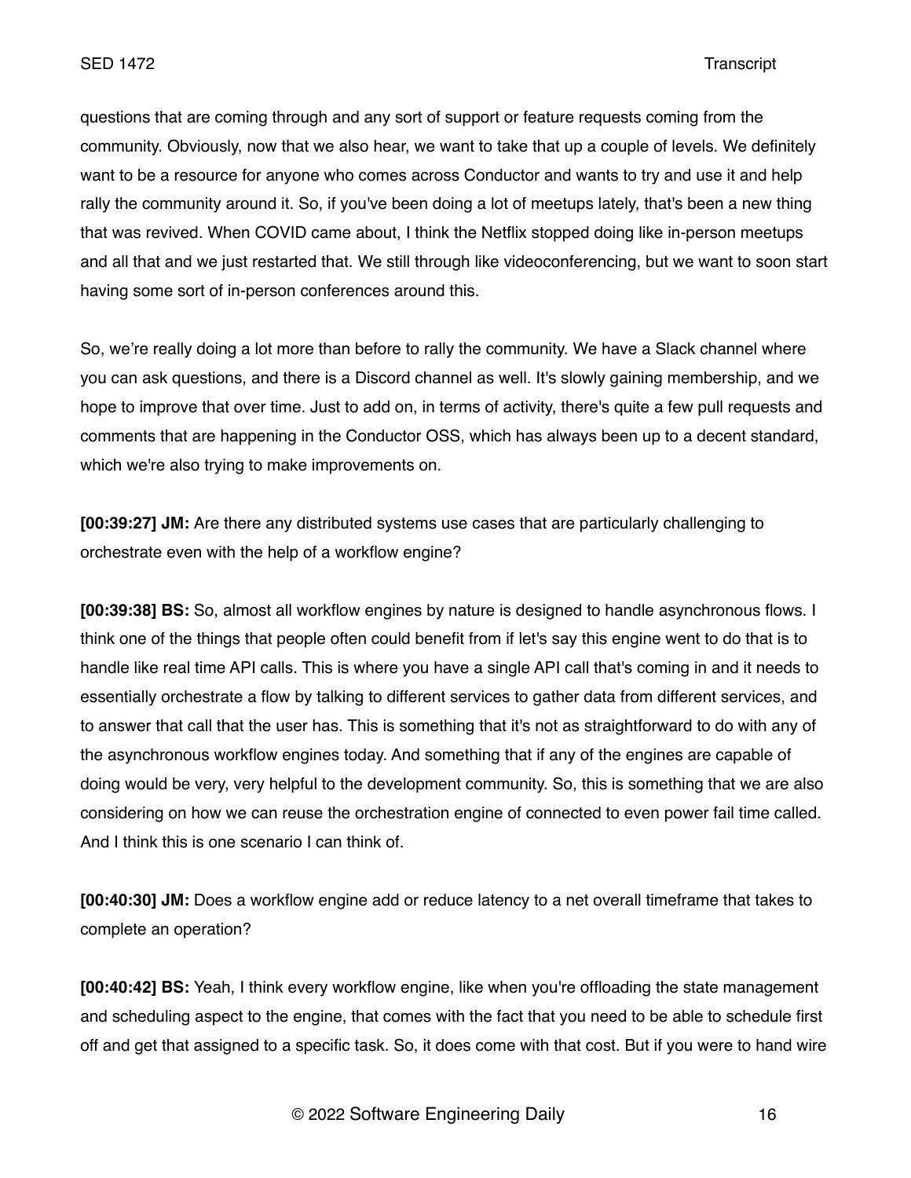questions that are coming through and any sort of support or feature requests coming from the community. Obviously, now that we also hear, we want to take that up a couple of levels. We definitely want to be a resource for anyone who comes across Conductor and wants to try and use it and help rally the community around it. So, if you've been doing a lot of meetups lately, that's been a new thing that was revived. When COVID came about, I think the Netflix stopped doing like in-person meetups and all that and we just restarted that. We still through like videoconferencing, but we want to soon start having some sort of in-person conferences around this.

So, we're really doing a lot more than before to rally the community. We have a Slack channel where you can ask questions, and there is a Discord channel as well. It's slowly gaining membership, and we hope to improve that over time. Just to add on, in terms of activity, there's quite a few pull requests and comments that are happening in the Conductor OSS, which has always been up to a decent standard, which we're also trying to make improvements on.

**[00:39:27] JM:** Are there any distributed systems use cases that are particularly challenging to orchestrate even with the help of a workflow engine?

**[00:39:38] BS:** So, almost all workflow engines by nature is designed to handle asynchronous flows. I think one of the things that people often could benefit from if let's say this engine went to do that is to handle like real time API calls. This is where you have a single API call that's coming in and it needs to essentially orchestrate a flow by talking to different services to gather data from different services, and to answer that call that the user has. This is something that it's not as straightforward to do with any of the asynchronous workflow engines today. And something that if any of the engines are capable of doing would be very, very helpful to the development community. So, this is something that we are also considering on how we can reuse the orchestration engine of connected to even power fail time called. And I think this is one scenario I can think of.

**[00:40:30] JM:** Does a workflow engine add or reduce latency to a net overall timeframe that takes to complete an operation?

**[00:40:42] BS:** Yeah, I think every workflow engine, like when you're offloading the state management and scheduling aspect to the engine, that comes with the fact that you need to be able to schedule first off and get that assigned to a specific task. So, it does come with that cost. But if you were to hand wire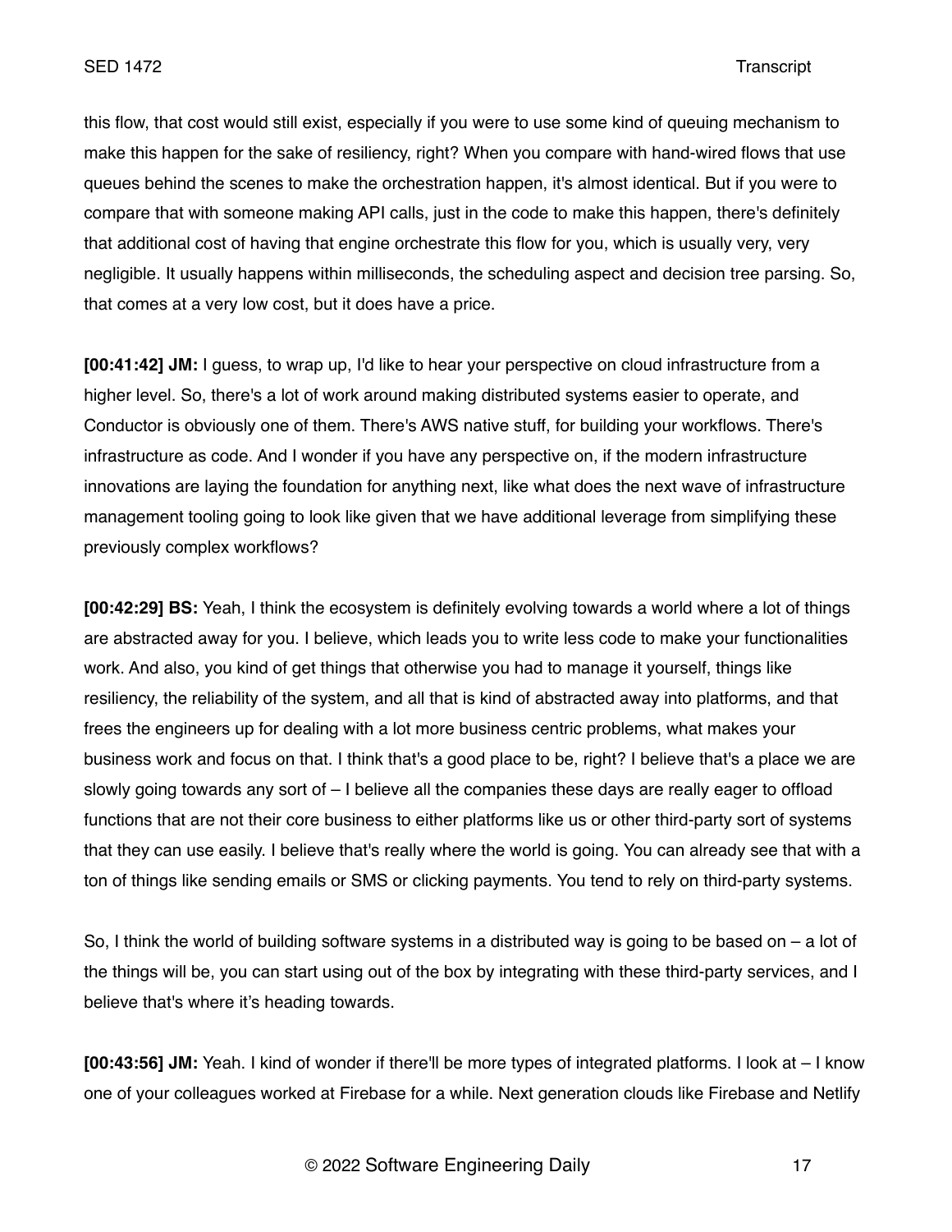this flow, that cost would still exist, especially if you were to use some kind of queuing mechanism to make this happen for the sake of resiliency, right? When you compare with hand-wired flows that use queues behind the scenes to make the orchestration happen, it's almost identical. But if you were to compare that with someone making API calls, just in the code to make this happen, there's definitely that additional cost of having that engine orchestrate this flow for you, which is usually very, very negligible. It usually happens within milliseconds, the scheduling aspect and decision tree parsing. So, that comes at a very low cost, but it does have a price.

**[00:41:42] JM:** I guess, to wrap up, I'd like to hear your perspective on cloud infrastructure from a higher level. So, there's a lot of work around making distributed systems easier to operate, and Conductor is obviously one of them. There's AWS native stuff, for building your workflows. There's infrastructure as code. And I wonder if you have any perspective on, if the modern infrastructure innovations are laying the foundation for anything next, like what does the next wave of infrastructure management tooling going to look like given that we have additional leverage from simplifying these previously complex workflows?

**[00:42:29] BS:** Yeah, I think the ecosystem is definitely evolving towards a world where a lot of things are abstracted away for you. I believe, which leads you to write less code to make your functionalities work. And also, you kind of get things that otherwise you had to manage it yourself, things like resiliency, the reliability of the system, and all that is kind of abstracted away into platforms, and that frees the engineers up for dealing with a lot more business centric problems, what makes your business work and focus on that. I think that's a good place to be, right? I believe that's a place we are slowly going towards any sort of – I believe all the companies these days are really eager to offload functions that are not their core business to either platforms like us or other third-party sort of systems that they can use easily. I believe that's really where the world is going. You can already see that with a ton of things like sending emails or SMS or clicking payments. You tend to rely on third-party systems.

So, I think the world of building software systems in a distributed way is going to be based on – a lot of the things will be, you can start using out of the box by integrating with these third-party services, and I believe that's where it’s heading towards.

**[00:43:56] JM:** Yeah. I kind of wonder if there'll be more types of integrated platforms. I look at – I know one of your colleagues worked at Firebase for a while. Next generation clouds like Firebase and Netlify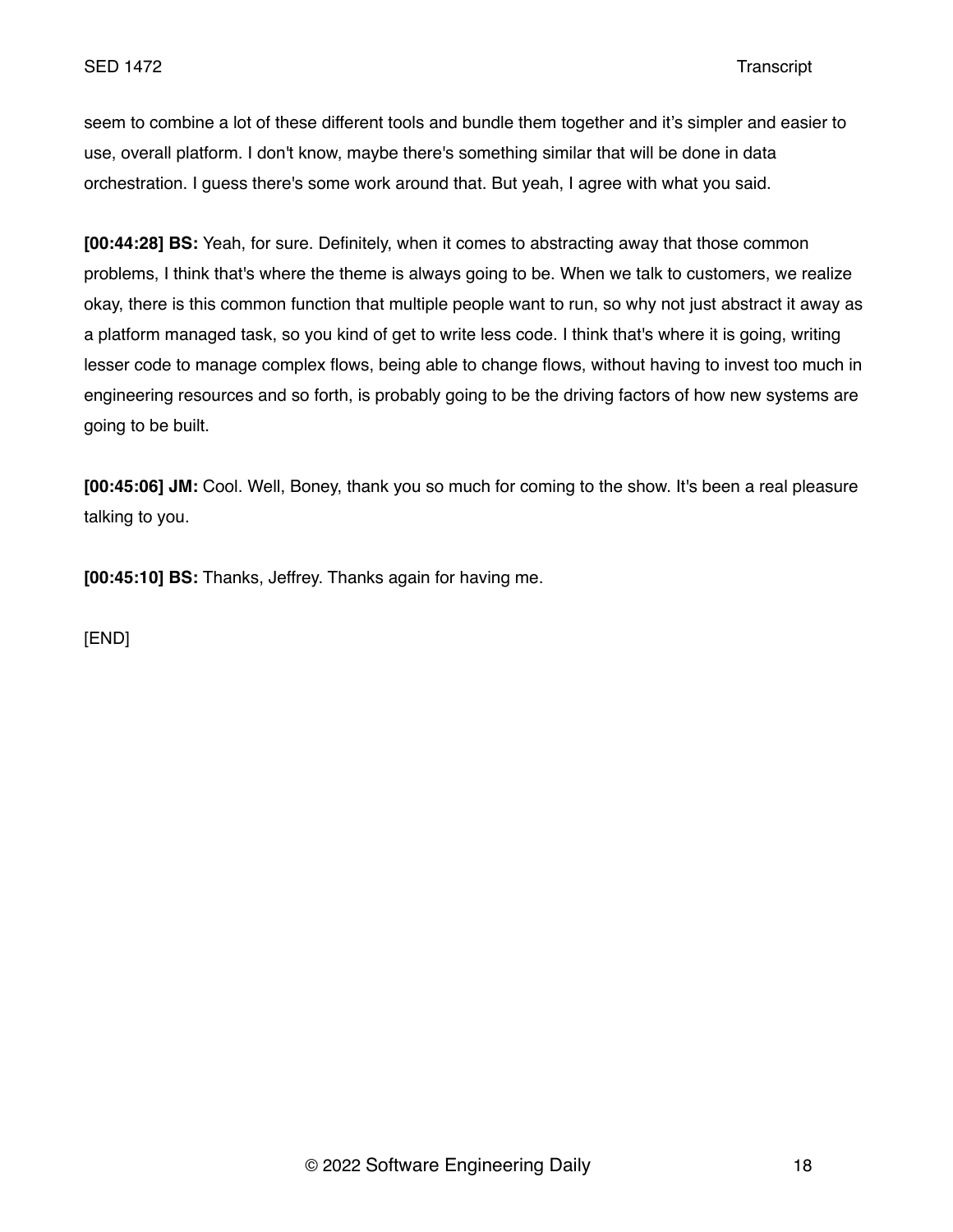seem to combine a lot of these different tools and bundle them together and it's simpler and easier to use, overall platform. I don't know, maybe there's something similar that will be done in data orchestration. I guess there's some work around that. But yeah, I agree with what you said.

**[00:44:28] BS:** Yeah, for sure. Definitely, when it comes to abstracting away that those common problems, I think that's where the theme is always going to be. When we talk to customers, we realize okay, there is this common function that multiple people want to run, so why not just abstract it away as a platform managed task, so you kind of get to write less code. I think that's where it is going, writing lesser code to manage complex flows, being able to change flows, without having to invest too much in engineering resources and so forth, is probably going to be the driving factors of how new systems are going to be built.

**[00:45:06] JM:** Cool. Well, Boney, thank you so much for coming to the show. It's been a real pleasure talking to you.

**[00:45:10] BS:** Thanks, Jeffrey. Thanks again for having me.

[END]